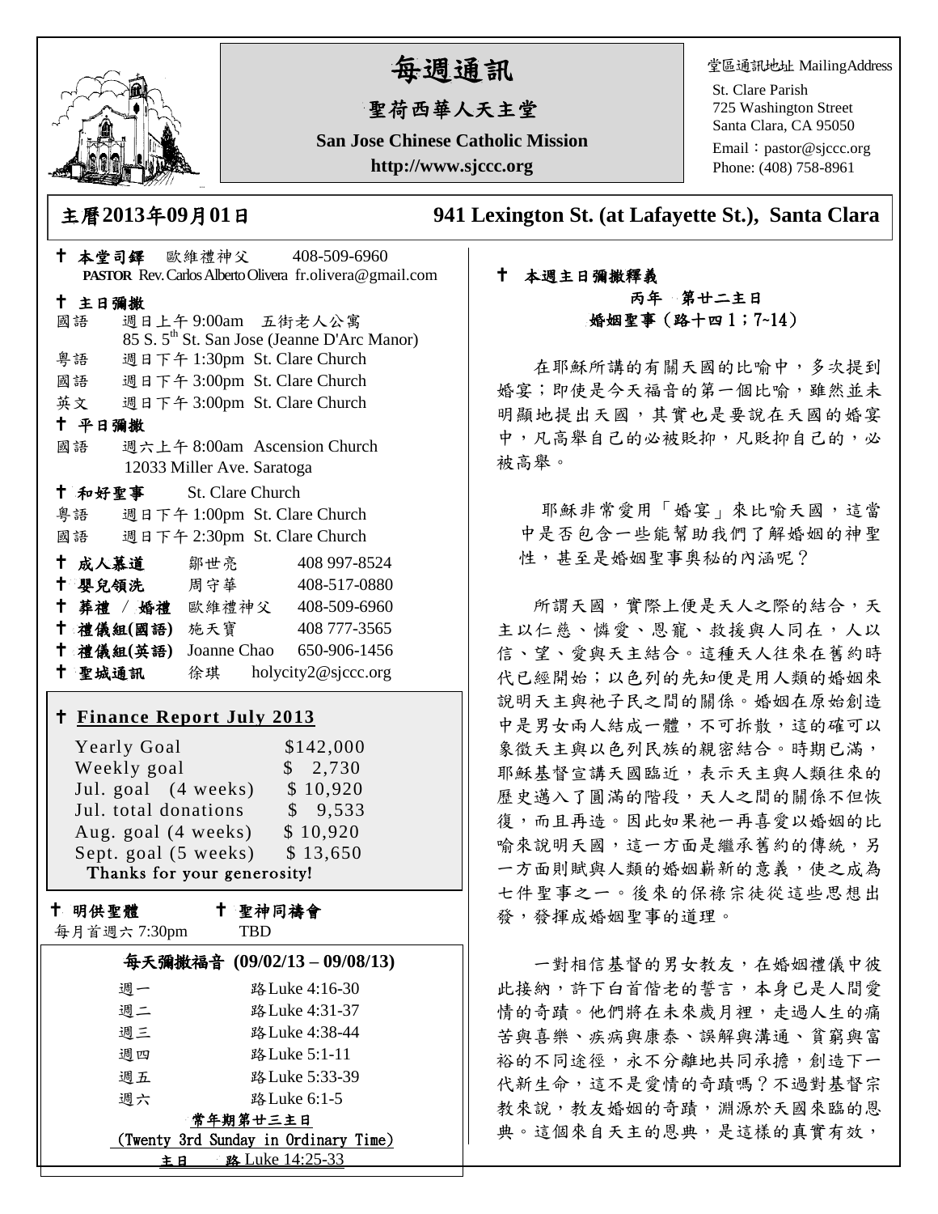# 每週通訊

## 聖荷西華人天主堂

**San Jose Chinese Catholic Mission**

**http://www.sjccc.org**

堂區通訊地址 MailingAddress
St. Clare Parish
725 Washington Street
Santa Clara, CA 95050
Email：pastor@sjccc.org
Phone: (408) 758-8961

**主曆2013年09月01日** **941 Lexington St. (at Lafayette St.), Santa Clara**

✝ **本堂司鐸** 歐維禮神父 408-509-6960
**PASTOR** Rev. Carlos Alberto Olivera fr.olivera@gmail.com

✝ **主日彌撒**
國語 週日上午 9:00am 五街老人公寓
85 S. 5th St. San Jose (Jeanne D'Arc Manor)
粵語 週日下午 1:30pm St. Clare Church
國語 週日下午 3:00pm St. Clare Church
英文 週日下午 3:00pm St. Clare Church

✝ **平日彌撒**
國語 週六上午 8:00am Ascension Church
12033 Miller Ave. Saratoga

✝ **和好聖事** St. Clare Church
粵語 週日下午 1:00pm St. Clare Church
國語 週日下午 2:30pm St. Clare Church

✝ **成人慕道** 鄒世亮 408 997-8524
✝ **嬰兒領洗** 周守華 408-517-0880
✝ **葬禮 / 婚禮** 歐維禮神父 408-509-6960
✝ **禮儀組(國語)** 施天寶 408 777-3565
✝ **禮儀組(英語)** Joanne Chao 650-906-1456
✝ **聖城通訊** 徐琪 holycity2@sjccc.org

✝ **Finance Report July 2013**

| | |
|---|---|
| Yearly Goal | $142,000 |
| Weekly goal | $ 2,730 |
| Jul. goal (4 weeks) | $ 10,920 |
| Jul. total donations | $ 9,533 |
| Aug. goal (4 weeks) | $ 10,920 |
| Sept. goal (5 weeks) | $ 13,650 |

Thanks for your generosity!

✝ **明供聖體** 每月首週六 7:30pm
✝ **聖神同禱會** TBD

**每天彌撒福音 (09/02/13 – 09/08/13)**

| | |
|---|---|
| 週一 | 路Luke 4:16-30 |
| 週二 | 路Luke 4:31-37 |
| 週三 | 路Luke 4:38-44 |
| 週四 | 路Luke 5:1-11 |
| 週五 | 路Luke 5:33-39 |
| 週六 | 路Luke 6:1-5 |

**常年期第廿三主日**
(Twenty 3rd Sunday in Ordinary Time)
**主日** **路** Luke 14:25-33

✝ **本週主日彌撒釋義**

**丙年 第廿二主日**
**婚姻聖事（路十四 1；7~14）**

在耶穌所講的有關天國的比喻中，多次提到婚宴；即使是今天福音的第一個比喻，雖然並未明顯地提出天國，其實也是要說在天國的婚宴中，凡高舉自己的必被貶抑，凡貶抑自己的，必被高舉。

耶穌非常愛用「婚宴」來比喻天國，這當中是否包含一些能幫助我們了解婚姻的神聖性，甚至是婚姻聖事奧秘的內涵呢？

所謂天國，實際上便是天人之際的結合，天主以仁慈、憐愛、恩寵、救援與人同在，人以信、望、愛與天主結合。這種天人往來在舊約時代已經開始；以色列的先知便是用人類的婚姻來說明天主與祂子民之間的關係。婚姻在原始創造中是男女兩人結成一體，不可拆散，這的確可以象徵天主與以色列民族的親密結合。時期已滿，耶穌基督宣講天國臨近，表示天主與人類往來的歷史邁入了圓滿的階段，天人之間的關係不但恢復，而且再造。因此如果祂一再喜愛以婚姻的比喻來說明天國，這一方面是繼承舊約的傳統，另一方面則賦與人類的婚姻嶄新的意義，使之成為七件聖事之一。後來的保祿宗徒從這些思想出發，發揮成婚姻聖事的道理。

一對相信基督的男女教友，在婚姻禮儀中彼此接納，許下白首偕老的誓言，本身已是人間愛情的奇蹟。他們將在未來歲月裡，走過人生的痛苦與喜樂、疾病與康泰、誤解與溝通、貧窮與富裕的不同途徑，永不分離地共同承擔，創造下一代新生命，這不是愛情的奇蹟嗎？不過對基督宗教來說，教友婚姻的奇蹟，淵源於天國來臨的恩典。這個來自天主的恩典，是這樣的真實有效，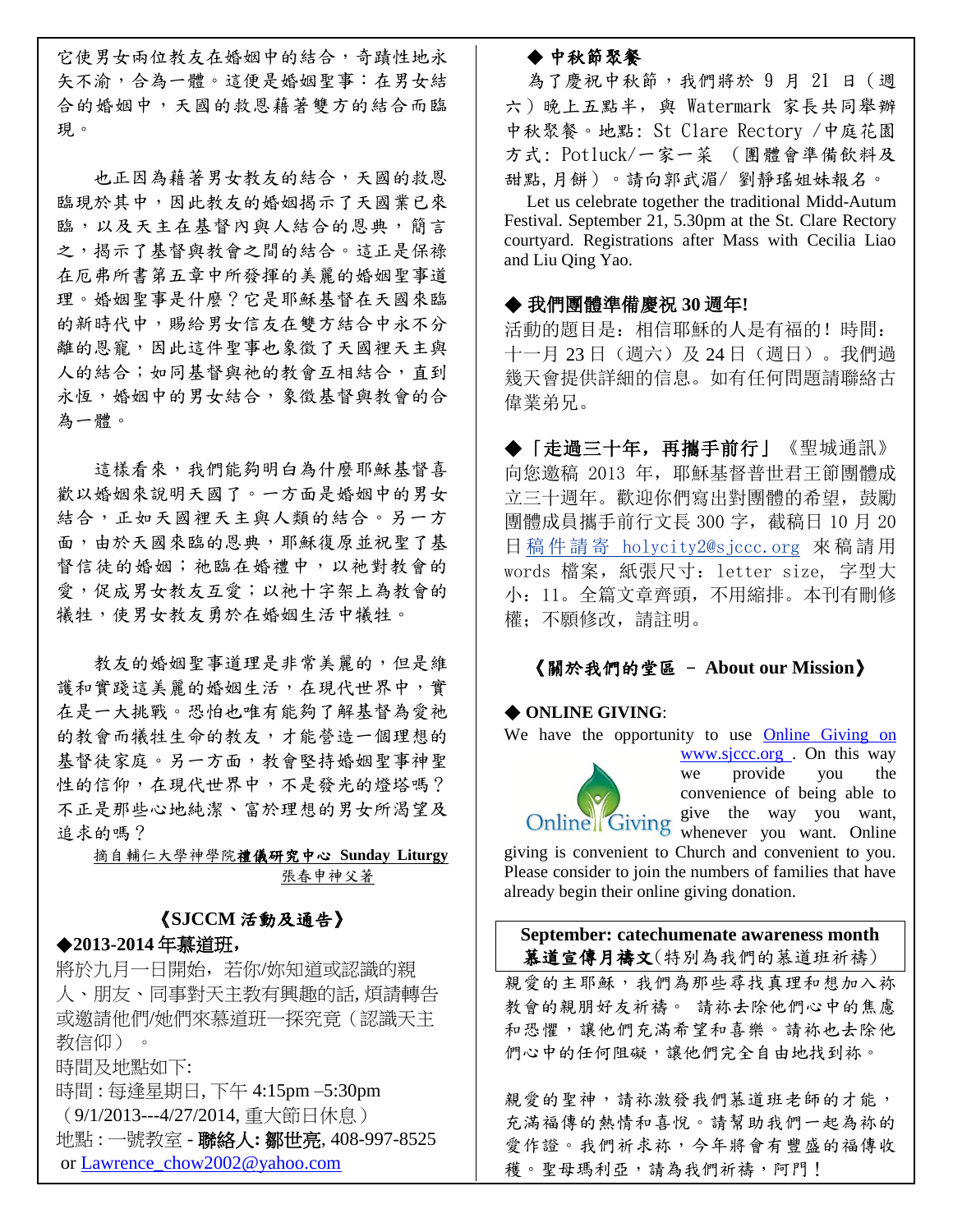它使男女兩位教友在婚姻中的結合，奇蹟性地永矢不渝，合為一體。這便是婚姻聖事：在男女結合的婚姻中，天國的救恩藉著雙方的結合而臨現。

也正因為藉著男女教友的結合，天國的救恩臨現於其中，因此教友的婚姻揭示了天國業已來臨，以及天主在基督內與人結合的恩典，簡言之，揭示了基督與教會之間的結合。這正是保祿在厄弗所書第五章中所發揮的美麗的婚姻聖事道理。婚姻聖事是什麼？它是耶穌基督在天國來臨的新時代中，賜給男女信友在雙方結合中永不分離的恩寵，因此這件聖事也象徵了天國裡天主與人的結合；如同基督與祂的教會互相結合，直到永恆，婚姻中的男女結合，象徵基督與教會的合為一體。

這樣看來，我們能夠明白為什麼耶穌基督喜歡以婚姻來說明天國了。一方面是婚姻中的男女結合，正如天國裡天主與人類的結合。另一方面，由於天國來臨的恩典，耶穌復原並祝聖了基督信徒的婚姻；祂臨在婚禮中，以祂對教會的愛，促成男女教友互愛；以祂十字架上為教會的犧牲，使男女教友勇於在婚姻生活中犧牲。

教友的婚姻聖事道理是非常美麗的，但是維護和實踐這美麗的婚姻生活，在現代世界中，實在是一大挑戰。恐怕也唯有能夠了解基督為愛祂的教會而犧牲生命的教友，才能營造一個理想的基督徒家庭。另一方面，教會堅持婚姻聖事神聖性的信仰，在現代世界中，不是發光的燈塔嗎？不正是那些心地純潔、富於理想的男女所渴望及追求的嗎？

摘自輔仁大學神學院**禮儀研究中心 Sunday Liturgy**
張春申神父著

## 《SJCCM 活動及通告》

### ◆2013-2014 年慕道班，

將於九月一日開始，若你/妳知道或認識的親人、朋友、同事對天主教有興趣的話，煩請轉告或邀請他們/她們來慕道班一探究竟（認識天主教信仰）。

時間及地點如下:

時間 : 每逢星期日, 下午 4:15pm –5:30pm（9/1/2013---4/27/2014, 重大節日休息）

地點 : 一號教室 - **聯絡人: 鄒世亮**, 408-997-8525 or Lawrence_chow2002@yahoo.com

### ◆ 中秋節聚餐

為了慶祝中秋節，我們將於 9 月 21 日（週六）晚上五點半，與 Watermark 家長共同舉辦中秋聚餐。地點: St Clare Rectory /中庭花園方式: Potluck/一家一菜 （團體會準備飲料及甜點, 月餅）。請向郭武湄/ 劉靜瑤姐妹報名。

Let us celebrate together the traditional Midd-Autum Festival. September 21, 5.30pm at the St. Clare Rectory courtyard. Registrations after Mass with Cecilia Liao and Liu Qing Yao.

### ◆ 我們團體準備慶祝 30 週年!

活動的題目是：相信耶穌的人是有福的！時間：十一月 23 日（週六）及 24 日（週日）。我們過幾天會提供詳細的信息。如有任何問題請聯絡古偉業弟兄。

**◆「走過三十年，再攜手前行」**《聖城通訊》向您邀稿 2013 年，耶穌基督普世君王節團體成立三十週年。歡迎你們寫出對團體的希望，鼓勵團體成員攜手前行文長 300 字，截稿日 10 月 20 日稿件請寄 holycity2@sjccc.org 來稿請用 words 檔案，紙張尺寸：letter size, 字型大小：11。全篇文章齊頭，不用縮排。本刊有刪修權；不願修改，請註明。

## 《關於我們的堂區 – About our Mission》

### ◆ ONLINE GIVING:

We have the opportunity to use Online Giving on www.sjccc.org . On this way we provide you the convenience of being able to give the way you want, whenever you want. Online giving is convenient to Church and convenient to you. Please consider to join the numbers of families that have already begin their online giving donation.

Online Giving

**September: catechumenate awareness month**
**慕道宣傳月禱文**(特別為我們的慕道班祈禱)

親愛的主耶穌，我們為那些尋找真理和想加入祢教會的親朋好友祈禱。 請祢去除他們心中的焦慮和恐懼，讓他們充滿希望和喜樂。請祢也去除他們心中的任何阻礙，讓他們完全自由地找到祢。

親愛的聖神，請祢激發我們慕道班老師的才能，充滿福傳的熱情和喜悅。請幫助我們一起為祢的愛作證。我們祈求祢，今年將會有豐盛的福傳收穫。聖母瑪利亞，請為我們祈禱，阿門！